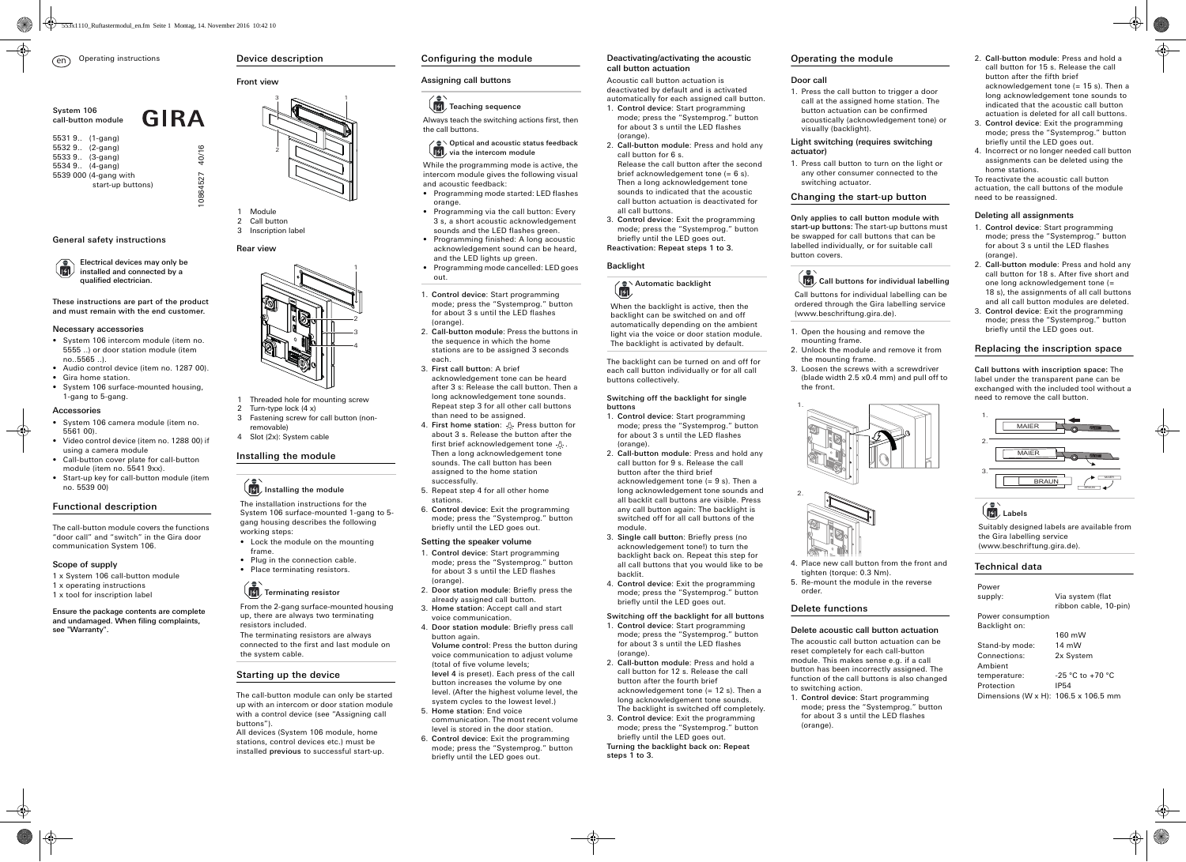en Operating instructions

System 106
call-button module

GIRA

5531 9.. (1-gang)
5532 9.. (2-gang)
5533 9.. (3-gang)
5534 9.. (4-gang)
5539 000 (4-gang with start-up buttons)

10864527 40/16

## General safety instructions

**Electrical devices may only be installed and connected by a qualified electrician.**

**These instructions are part of the product and must remain with the end customer.**

### Necessary accessories

- System 106 intercom module (item no. 5555 ..) or door station module (item no..5565 ..).
- Audio control device (item no. 1287 00).
- Gira home station.
- System 106 surface-mounted housing, 1-gang to 5-gang.

### Accessories

- System 106 camera module (item no. 5561 00).
- Video control device (item no. 1288 00) if using a camera module
- Call-button cover plate for call-button module (item no. 5541 9xx).
- Start-up key for call-button module (item no. 5539 00)

## Functional description

The call-button module covers the functions "door call" and "switch" in the Gira door communication System 106.

### Scope of supply

1 x System 106 call-button module
1 x operating instructions
1 x tool for inscription label

**Ensure the package contents are complete and undamaged. When filing complaints, see "Warranty".**

## Device description

### Front view

1 Module
2 Call button
3 Inscription label

### Rear view

1 Threaded hole for mounting screw
2 Turn-type lock (4 x)
3 Fastening screw for call button (non-removable)
4 Slot (2x): System cable

## Installing the module

**Installing the module**

The installation instructions for the System 106 surface-mounted 1-gang to 5-gang housing describes the following working steps:

- Lock the module on the mounting frame.
- Plug in the connection cable.
- Place terminating resistors.

**Terminating resistor**

From the 2-gang surface-mounted housing up, there are always two terminating resistors included.
The terminating resistors are always connected to the first and last module on the system cable.

## Starting up the device

The call-button module can only be started up with an intercom or door station module with a control device (see "Assigning call buttons").
All devices (System 106 module, home stations, control devices etc.) must be installed **previous** to successful start-up.

## Configuring the module

### Assigning call buttons

**Teaching sequence**

Always teach the switching actions first, then the call buttons.

**Optical and acoustic status feedback via the intercom module**

While the programming mode is active, the intercom module gives the following visual and acoustic feedback:

- Programming mode started: LED flashes orange.
- Programming via the call button: Every 3 s, a short acoustic acknowledgement sounds and the LED flashes green.
- Programming finished: A long acoustic acknowledgement sound can be heard, and the LED lights up green.
- Programming mode cancelled: LED goes out.

1. **Control device**: Start programming mode; press the "Systemprog." button for about 3 s until the LED flashes (orange).
2. **Call-button module**: Press the buttons in the sequence in which the home stations are to be assigned 3 seconds each.
3. **First call button**: A brief acknowledgement tone can be heard after 3 s: Release the call button. Then a long acknowledgement tone sounds. Repeat step 3 for all other call buttons than need to be assigned.
4. **First home station**: Press button for about 3 s. Release the button after the first brief acknowledgement tone. Then a long acknowledgement tone sounds. The call button has been assigned to the home station successfully.
5. Repeat step 4 for all other home stations.
6. **Control device**: Exit the programming mode; press the "Systemprog." button briefly until the LED goes out.

### Setting the speaker volume

1. **Control device**: Start programming mode; press the "Systemprog." button for about 3 s until the LED flashes (orange).
2. **Door station module**: Briefly press the already assigned call button.
3. **Home station**: Accept call and start voice communication.
4. **Door station module**: Briefly press call button again.
   **Volume control**: Press the button during voice communication to adjust volume (total of five volume levels; **level 4** is preset). Each press of the call button increases the volume by one level. (After the highest volume level, the system cycles to the lowest level.)
5. **Home station**: End voice communication. The most recent volume level is stored in the door station.
6. **Control device**: Exit the programming mode; press the "Systemprog." button briefly until the LED goes out.

### Deactivating/activating the acoustic call button actuation

Acoustic call button actuation is deactivated by default and is activated automatically for each assigned call button.

1. **Control device**: Start programming mode; press the "Systemprog." button for about 3 s until the LED flashes (orange).
2. **Call-button module**: Press and hold any call button for 6 s.
   Release the call button after the second brief acknowledgement tone (= 6 s). Then a long acknowledgement tone sounds to indicated that the acoustic call button actuation is deactivated for all call buttons.
3. **Control device**: Exit the programming mode; press the "Systemprog." button briefly until the LED goes out.

**Reactivation: Repeat steps 1 to 3.**

### Backlight

**Automatic backlight**

When the backlight is active, then the backlight can be switched on and off automatically depending on the ambient light via the voice or door station module. The backlight is activated by default.

The backlight can be turned on and off for each call button individually or for all call buttons collectively.

**Switching off the backlight for single buttons**

1. **Control device**: Start programming mode; press the "Systemprog." button for about 3 s until the LED flashes (orange).
2. **Call-button module**: Press and hold any call button for 9 s. Release the call button after the third brief acknowledgement tone (= 9 s). Then a long acknowledgement tone sounds and all backlit call buttons are visible. Press any call button again: The backlight is switched off for all call buttons of the module.
3. **Single call button**: Briefly press (no acknowledgement tone!) to turn the backlight back on. Repeat this step for all call buttons that you would like to be backlit.
4. **Control device**: Exit the programming mode; press the "Systemprog." button briefly until the LED goes out.

**Switching off the backlight for all buttons**

1. **Control device**: Start programming mode; press the "Systemprog." button for about 3 s until the LED flashes (orange).
2. **Call-button module**: Press and hold a call button for 12 s. Release the call button after the fourth brief acknowledgement tone (= 12 s). Then a long acknowledgement tone sounds. The backlight is switched off completely.
3. **Control device**: Exit the programming mode; press the "Systemprog." button briefly until the LED goes out.

**Turning the backlight back on: Repeat steps 1 to 3.**

## Operating the module

### Door call

1. Press the call button to trigger a door call at the assigned home station. The button actuation can be confirmed acoustically (acknowledgement tone) or visually (backlight).

### Light switching (requires switching actuator)

1. Press call button to turn on the light or any other consumer connected to the switching actuator.

## Changing the start-up button

**Only applies to call button module with start-up buttons:** The start-up buttons must be swapped for call buttons that can be labelled individually, or for suitable call button covers.

**Call buttons for individual labelling**

Call buttons for individual labelling can be ordered through the Gira labelling service (www.beschriftung.gira.de).

1. Open the housing and remove the mounting frame.
2. Unlock the module and remove it from the mounting frame.
3. Loosen the screws with a screwdriver (blade width 2.5 x0.4 mm) and pull off to the front.
4. Place new call button from the front and tighten (torque: 0.3 Nm).
5. Re-mount the module in the reverse order.

## Delete functions

### Delete acoustic call button actuation

The acoustic call button actuation can be reset completely for each call-button module. This makes sense e.g. if a call button has been incorrectly assigned. The function of the call buttons is also changed to switching action.

1. **Control device**: Start programming mode; press the "Systemprog." button for about 3 s until the LED flashes (orange).
2. **Call-button module**: Press and hold a call button for 15 s. Release the call button after the fifth brief acknowledgement tone (= 15 s). Then a long acknowledgement tone sounds to indicated that the acoustic call button actuation is deleted for all call buttons.
3. **Control device**: Exit the programming mode; press the "Systemprog." button briefly until the LED goes out.
4. Incorrect or no longer needed call button assignments can be deleted using the home stations.

To reactivate the acoustic call button actuation, the call buttons of the module need to be reassigned.

### Deleting all assignments

1. **Control device**: Start programming mode; press the "Systemprog." button for about 3 s until the LED flashes (orange).
2. **Call-button module**: Press and hold any call button for 18 s. After five short and one long acknowledgement tone (= 18 s), the assignments of all call buttons and all call button modules are deleted.
3. **Control device**: Exit the programming mode; press the "Systemprog." button briefly until the LED goes out.

## Replacing the inscription space

**Call buttons with inscription space:** The label under the transparent pane can be exchanged with the included tool without a need to remove the call button.

**Labels**

Suitably designed labels are available from the Gira labelling service (www.beschriftung.gira.de).

## Technical data

| | |
|---|---|
| Power supply: | Via system (flat ribbon cable, 10-pin) |
| Power consumption Backlight on: | 160 mW |
| Stand-by mode: | 14 mW |
| Connections: | 2x System |
| Ambient temperature: | -25 °C to +70 °C |
| Protection | IP54 |
| Dimensions (W x H): | 106.5 x 106.5 mm |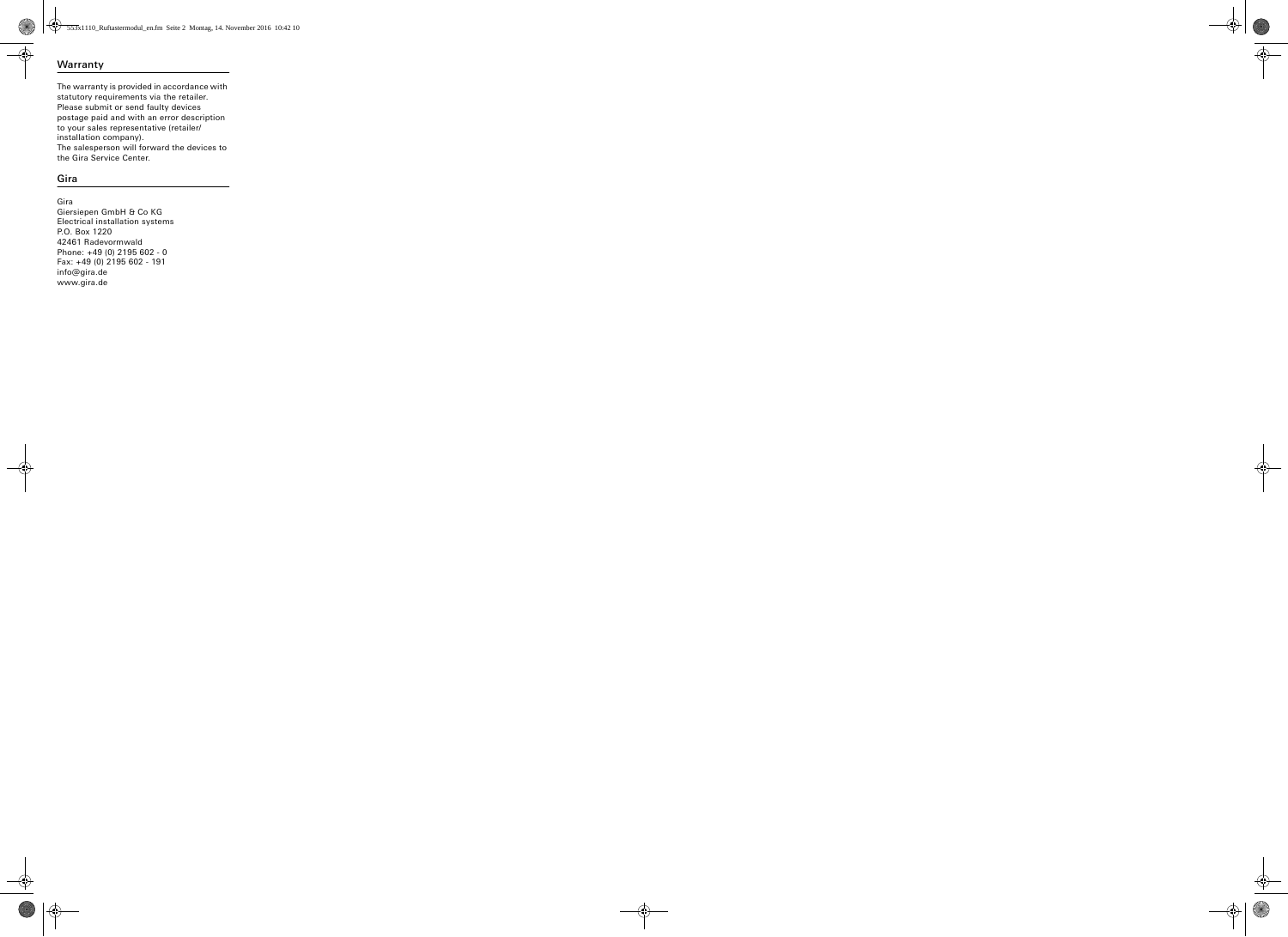## Warranty

The warranty is provided in accordance with statutory requirements via the retailer. Please submit or send faulty devices postage paid and with an error description to your sales representative (retailer/installation company).
The salesperson will forward the devices to the Gira Service Center.

## Gira

Gira
Giersiepen GmbH & Co KG
Electrical installation systems
P.O. Box 1220
42461 Radevormwald
Phone: +49 (0) 2195 602 - 0
Fax: +49 (0) 2195 602 - 191
info@gira.de
www.gira.de